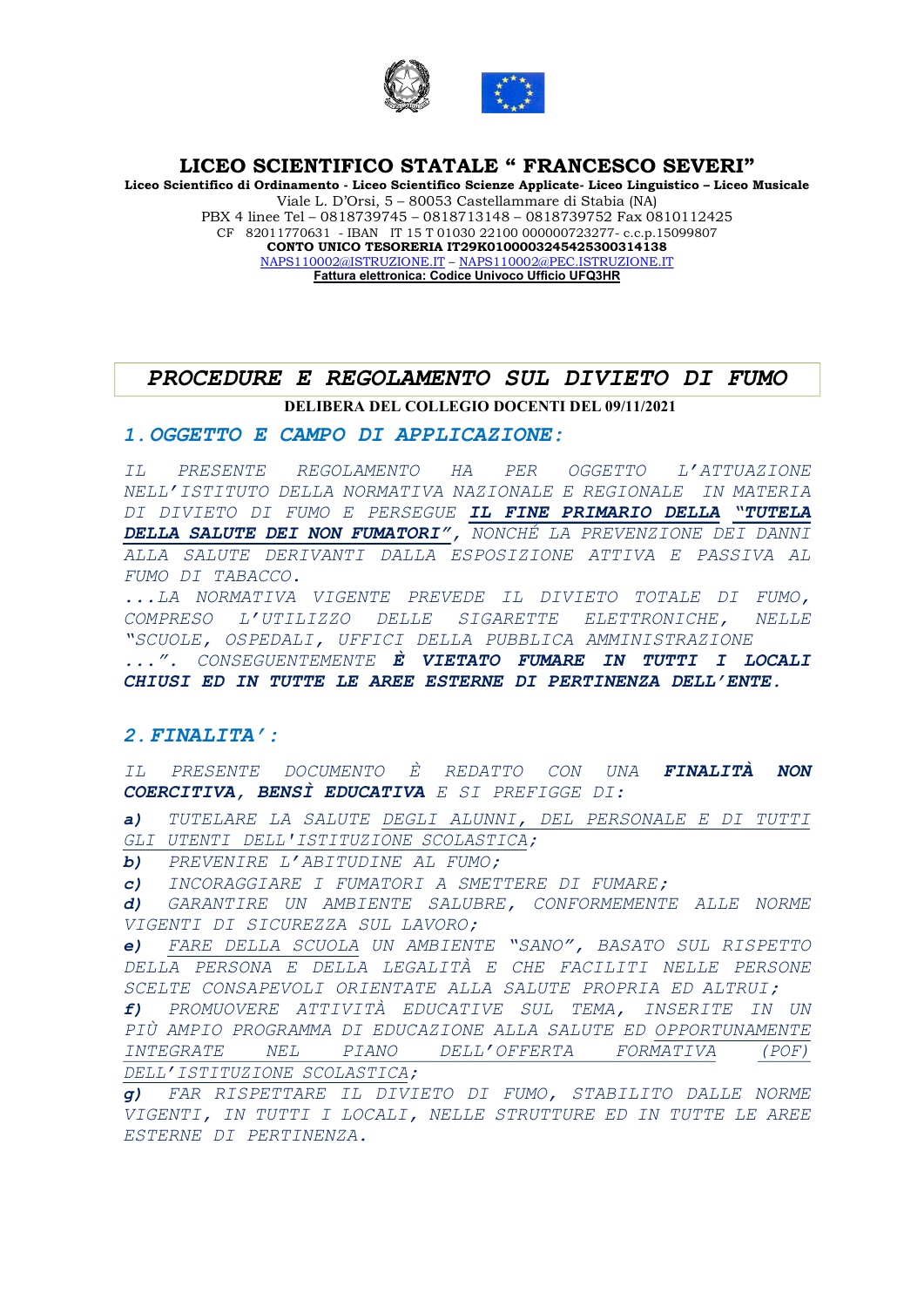# LICEO SCIENTIFICO STATALE " FRANCESCO SEVERI"

**Liceo Scientifico di Ordinamento - Liceo Scientifico Scienze Applicate- Liceo Linguistico – Liceo Musicale**
Viale L. D'Orsi, 5 – 80053 Castellammare di Stabia (NA)
PBX 4 linee Tel – 0818739745 – 0818713148 – 0818739752 Fax 0810112425
CF 82011770631 - IBAN IT 15 T 01030 22100 000000723277- c.c.p.15099807
**CONTO UNICO TESORERIA IT29K0100003245425300314138**
NAPS110002@ISTRUZIONE.IT – NAPS110002@PEC.ISTRUZIONE.IT
**Fattura elettronica: Codice Univoco Ufficio UFQ3HR**

## *PROCEDURE E REGOLAMENTO SUL DIVIETO DI FUMO*

**DELIBERA DEL COLLEGIO DOCENTI DEL 09/11/2021**

### *1. OGGETTO E CAMPO DI APPLICAZIONE:*

*IL PRESENTE REGOLAMENTO HA PER OGGETTO L'ATTUAZIONE NELL'ISTITUTO DELLA NORMATIVA NAZIONALE E REGIONALE IN MATERIA DI DIVIETO DI FUMO E PERSEGUE* ***IL FINE PRIMARIO DELLA "TUTELA DELLA SALUTE DEI NON FUMATORI"****, NONCHÉ LA PREVENZIONE DEI DANNI ALLA SALUTE DERIVANTI DALLA ESPOSIZIONE ATTIVA E PASSIVA AL FUMO DI TABACCO.*

*...LA NORMATIVA VIGENTE PREVEDE IL DIVIETO TOTALE DI FUMO, COMPRESO L'UTILIZZO DELLE SIGARETTE ELETTRONICHE, NELLE "SCUOLE, OSPEDALI, UFFICI DELLA PUBBLICA AMMINISTRAZIONE ...". CONSEGUENTEMENTE* ***È VIETATO FUMARE IN TUTTI I LOCALI CHIUSI ED IN TUTTE LE AREE ESTERNE DI PERTINENZA DELL'ENTE.***

### *2. FINALITA':*

*IL PRESENTE DOCUMENTO È REDATTO CON UNA* ***FINALITÀ NON COERCITIVA, BENSÌ EDUCATIVA*** *E SI PREFIGGE DI:*

***a)*** *TUTELARE LA SALUTE DEGLI ALUNNI, DEL PERSONALE E DI TUTTI GLI UTENTI DELL'ISTITUZIONE SCOLASTICA;*

***b)*** *PREVENIRE L'ABITUDINE AL FUMO;*

***c)*** *INCORAGGIARE I FUMATORI A SMETTERE DI FUMARE;*

***d)*** *GARANTIRE UN AMBIENTE SALUBRE, CONFORMEMENTE ALLE NORME VIGENTI DI SICUREZZA SUL LAVORO;*

***e)*** *FARE DELLA SCUOLA UN AMBIENTE "SANO", BASATO SUL RISPETTO DELLA PERSONA E DELLA LEGALITÀ E CHE FACILITI NELLE PERSONE SCELTE CONSAPEVOLI ORIENTATE ALLA SALUTE PROPRIA ED ALTRUI;*

***f)*** *PROMUOVERE ATTIVITÀ EDUCATIVE SUL TEMA, INSERITE IN UN PIÙ AMPIO PROGRAMMA DI EDUCAZIONE ALLA SALUTE ED OPPORTUNAMENTE INTEGRATE NEL PIANO DELL'OFFERTA FORMATIVA (POF) DELL'ISTITUZIONE SCOLASTICA;*

***g)*** *FAR RISPETTARE IL DIVIETO DI FUMO, STABILITO DALLE NORME VIGENTI, IN TUTTI I LOCALI, NELLE STRUTTURE ED IN TUTTE LE AREE ESTERNE DI PERTINENZA.*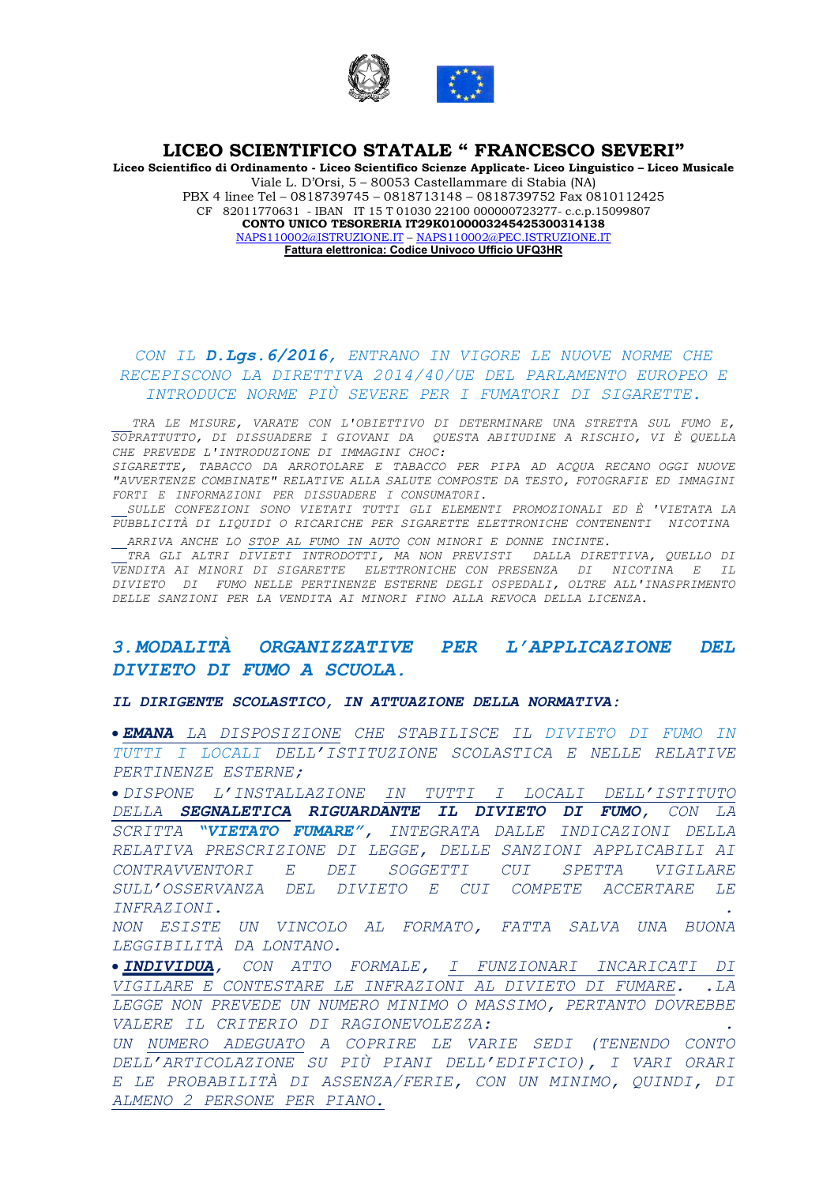**LICEO SCIENTIFICO STATALE " FRANCESCO SEVERI"**

**Liceo Scientifico di Ordinamento - Liceo Scientifico Scienze Applicate- Liceo Linguistico – Liceo Musicale**

Viale L. D'Orsi, 5 – 80053 Castellammare di Stabia (NA)

PBX 4 linee Tel – 0818739745 – 0818713148 – 0818739752 Fax 0810112425

CF 82011770631 - IBAN IT 15 T 01030 22100 000000723277- c.c.p.15099807

**CONTO UNICO TESORERIA IT29K0100003245425300314138**

NAPS110002@ISTRUZIONE.IT – NAPS110002@PEC.ISTRUZIONE.IT

**Fattura elettronica: Codice Univoco Ufficio UFQ3HR**

*CON IL **D.Lgs.6/2016,** ENTRANO IN VIGORE LE NUOVE NORME CHE RECEPISCONO LA DIRETTIVA 2014/40/UE DEL PARLAMENTO EUROPEO E INTRODUCE NORME PIÙ SEVERE PER I FUMATORI DI SIGARETTE.*

*TRA LE MISURE, VARATE CON L'OBIETTIVO DI DETERMINARE UNA STRETTA SUL FUMO E, SOPRATTUTTO, DI DISSUADERE I GIOVANI DA QUESTA ABITUDINE A RISCHIO, VI È QUELLA CHE PREVEDE L'INTRODUZIONE DI IMMAGINI CHOC:*
*SIGARETTE, TABACCO DA ARROTOLARE E TABACCO PER PIPA AD ACQUA RECANO OGGI NUOVE "AVVERTENZE COMBINATE" RELATIVE ALLA SALUTE COMPOSTE DA TESTO, FOTOGRAFIE ED IMMAGINI FORTI E INFORMAZIONI PER DISSUADERE I CONSUMATORI.*

*SULLE CONFEZIONI SONO VIETATI TUTTI GLI ELEMENTI PROMOZIONALI ED È 'VIETATA LA PUBBLICITÀ DI LIQUIDI O RICARICHE PER SIGARETTE ELETTRONICHE CONTENENTI NICOTINA*

*ARRIVA ANCHE LO STOP AL FUMO IN AUTO CON MINORI E DONNE INCINTE.*

*TRA GLI ALTRI DIVIETI INTRODOTTI, MA NON PREVISTI DALLA DIRETTIVA, QUELLO DI VENDITA AI MINORI DI SIGARETTE ELETTRONICHE CON PRESENZA DI NICOTINA E IL DIVIETO DI FUMO NELLE PERTINENZE ESTERNE DEGLI OSPEDALI, OLTRE ALL'INASPRIMENTO DELLE SANZIONI PER LA VENDITA AI MINORI FINO ALLA REVOCA DELLA LICENZA.*

## *3. MODALITÀ ORGANIZZATIVE PER L'APPLICAZIONE DEL DIVIETO DI FUMO A SCUOLA.*

***IL DIRIGENTE SCOLASTICO, IN ATTUAZIONE DELLA NORMATIVA:***

- ***EMANA** LA DISPOSIZIONE CHE STABILISCE IL DIVIETO DI FUMO IN TUTTI I LOCALI DELL'ISTITUZIONE SCOLASTICA E NELLE RELATIVE PERTINENZE ESTERNE;*
- *DISPONE L'INSTALLAZIONE IN TUTTI I LOCALI DELL'ISTITUTO DELLA **SEGNALETICA RIGUARDANTE IL DIVIETO DI FUMO,** CON LA SCRITTA **"VIETATO FUMARE"**, INTEGRATA DALLE INDICAZIONI DELLA RELATIVA PRESCRIZIONE DI LEGGE, DELLE SANZIONI APPLICABILI AI CONTRAVVENTORI E DEI SOGGETTI CUI SPETTA VIGILARE SULL'OSSERVANZA DEL DIVIETO E CUI COMPETE ACCERTARE LE INFRAZIONI.*
  *NON ESISTE UN VINCOLO AL FORMATO, FATTA SALVA UNA BUONA LEGGIBILITÀ DA LONTANO.*
- ***INDIVIDUA**, CON ATTO FORMALE, I FUNZIONARI INCARICATI DI VIGILARE E CONTESTARE LE INFRAZIONI AL DIVIETO DI FUMARE. LA LEGGE NON PREVEDE UN NUMERO MINIMO O MASSIMO, PERTANTO DOVREBBE VALERE IL CRITERIO DI RAGIONEVOLEZZA:*
  *UN NUMERO ADEGUATO A COPRIRE LE VARIE SEDI (TENENDO CONTO DELL'ARTICOLAZIONE SU PIÙ PIANI DELL'EDIFICIO), I VARI ORARI E LE PROBABILITÀ DI ASSENZA/FERIE, CON UN MINIMO, QUINDI, DI ALMENO 2 PERSONE PER PIANO.*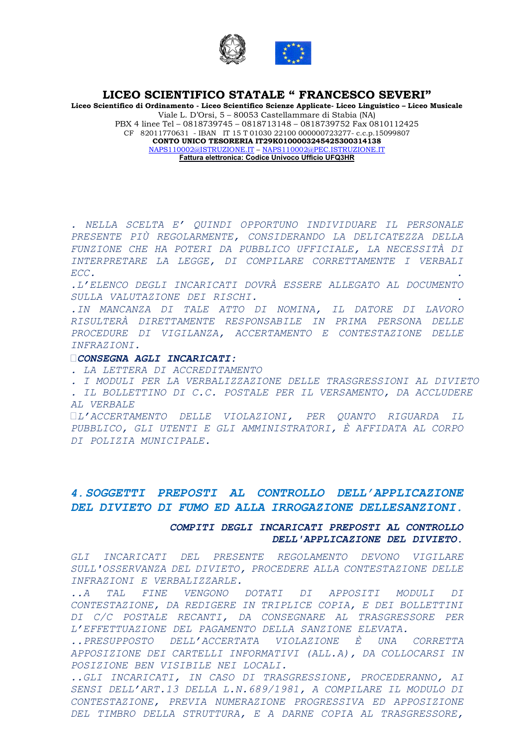. NELLA SCELTA E' QUINDI OPPORTUNO INDIVIDUARE IL PERSONALE PRESENTE PIÙ REGOLARMENTE, CONSIDERANDO LA DELICATEZZA DELLA FUNZIONE CHE HA POTERI DA PUBBLICO UFFICIALE, LA NECESSITÀ DI INTERPRETARE LA LEGGE, DI COMPILARE CORRETTAMENTE I VERBALI ECC.                                                                                                                                        .

.L'ELENCO DEGLI INCARICATI DOVRÀ ESSERE ALLEGATO AL DOCUMENTO SULLA VALUTAZIONE DEI RISCHI.                                                                                                                                        .

.IN MANCANZA DI TALE ATTO DI NOMINA, IL DATORE DI LAVORO RISULTERÀ DIRETTAMENTE RESPONSABILE IN PRIMA PERSONA DELLE PROCEDURE DI VIGILANZA, ACCERTAMENTO E CONTESTAZIONE DELLE INFRAZIONI.

***CONSEGNA AGLI INCARICATI:***

. LA LETTERA DI ACCREDITAMENTO

. I MODULI PER LA VERBALIZZAZIONE DELLE TRASGRESSIONI AL DIVIETO

. IL BOLLETTINO DI C.C. POSTALE PER IL VERSAMENTO, DA ACCLUDERE AL VERBALE

L'ACCERTAMENTO DELLE VIOLAZIONI, PER QUANTO RIGUARDA IL PUBBLICO, GLI UTENTI E GLI AMMINISTRATORI, È AFFIDATA AL CORPO DI POLIZIA MUNICIPALE.

## *4.SOGGETTI PREPOSTI AL CONTROLLO DELL'APPLICAZIONE DEL DIVIETO DI FUMO ED ALLA IRROGAZIONE DELLESANZIONI.*

### *COMPITI DEGLI INCARICATI PREPOSTI AL CONTROLLO DELL'APPLICAZIONE DEL DIVIETO.*

GLI INCARICATI DEL PRESENTE REGOLAMENTO DEVONO VIGILARE SULL'OSSERVANZA DEL DIVIETO, PROCEDERE ALLA CONTESTAZIONE DELLE INFRAZIONI E VERBALIZZARLE.

..A TAL FINE VENGONO DOTATI DI APPOSITI MODULI DI CONTESTAZIONE, DA REDIGERE IN TRIPLICE COPIA, E DEI BOLLETTINI DI C/C POSTALE RECANTI, DA CONSEGNARE AL TRASGRESSORE PER L'EFFETTUAZIONE DEL PAGAMENTO DELLA SANZIONE ELEVATA.

..PRESUPPOSTO DELL'ACCERTATA VIOLAZIONE È UNA CORRETTA APPOSIZIONE DEI CARTELLI INFORMATIVI (ALL.A), DA COLLOCARSI IN POSIZIONE BEN VISIBILE NEI LOCALI.

..GLI INCARICATI, IN CASO DI TRASGRESSIONE, PROCEDERANNO, AI SENSI DELL'ART.13 DELLA L.N.689/1981, A COMPILARE IL MODULO DI CONTESTAZIONE, PREVIA NUMERAZIONE PROGRESSIVA ED APPOSIZIONE DEL TIMBRO DELLA STRUTTURA, E A DARNE COPIA AL TRASGRESSORE,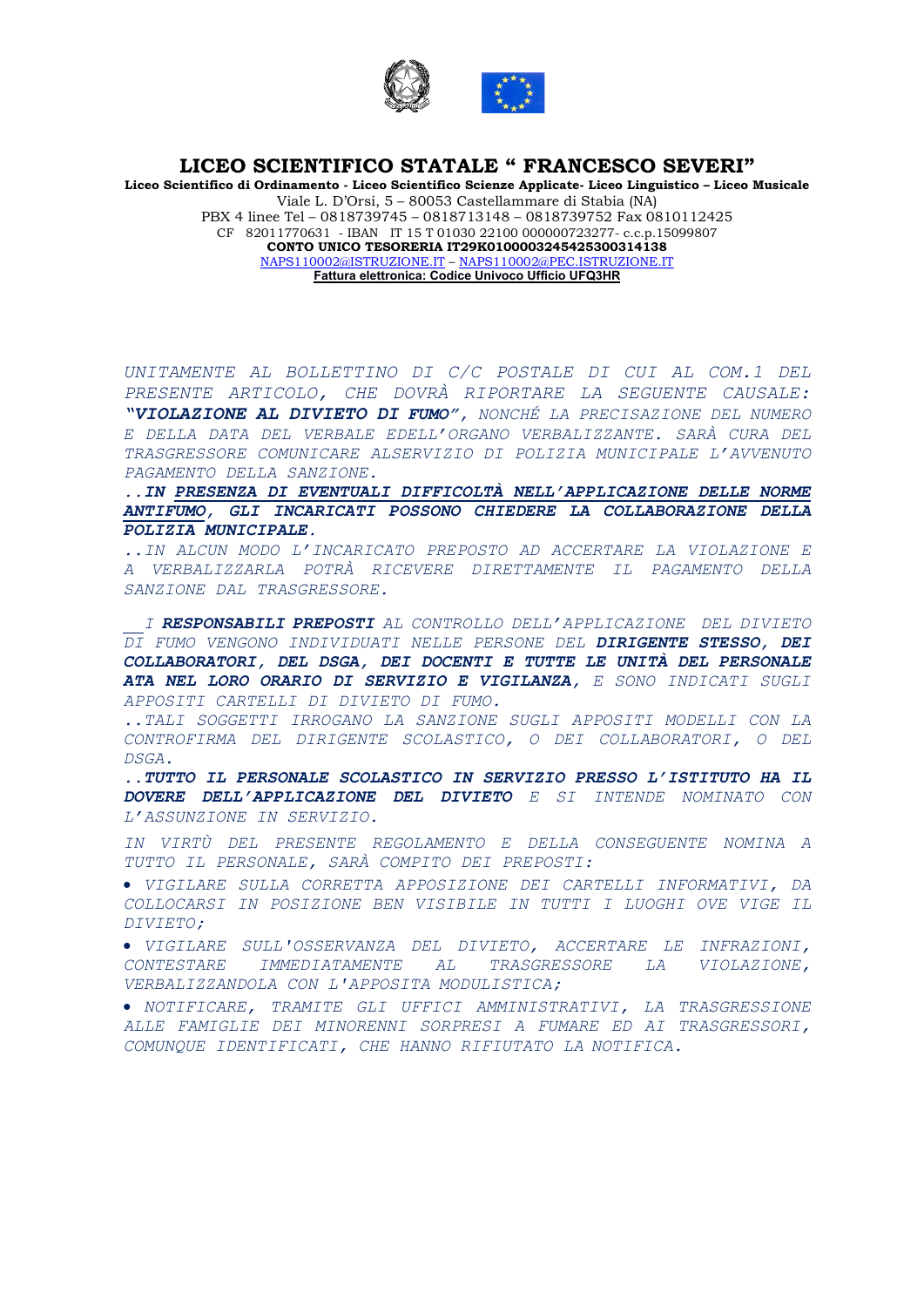# LICEO SCIENTIFICO STATALE " FRANCESCO SEVERI"

**Liceo Scientifico di Ordinamento - Liceo Scientifico Scienze Applicate- Liceo Linguistico – Liceo Musicale**

Viale L. D'Orsi, 5 – 80053 Castellammare di Stabia (NA)

PBX 4 linee Tel – 0818739745 – 0818713148 – 0818739752 Fax 0810112425

CF 82011770631 - IBAN IT 15 T 01030 22100 000000723277- c.c.p.15099807

**CONTO UNICO TESORERIA IT29K0100003245425300314138**

NAPS110002@ISTRUZIONE.IT – NAPS110002@PEC.ISTRUZIONE.IT

**Fattura elettronica: Codice Univoco Ufficio UFQ3HR**

*UNITAMENTE AL BOLLETTINO DI C/C POSTALE DI CUI AL COM.1 DEL PRESENTE ARTICOLO, CHE DOVRÀ RIPORTARE LA SEGUENTE CAUSALE: **"VIOLAZIONE AL DIVIETO DI FUMO"**, NONCHÉ LA PRECISAZIONE DEL NUMERO E DELLA DATA DEL VERBALE EDELL'ORGANO VERBALIZZANTE. SARÀ CURA DEL TRASGRESSORE COMUNICARE ALSERVIZIO DI POLIZIA MUNICIPALE L'AVVENUTO PAGAMENTO DELLA SANZIONE.*

***..IN PRESENZA DI EVENTUALI DIFFICOLTÀ NELL'APPLICAZIONE DELLE NORME ANTIFUMO, GLI INCARICATI POSSONO CHIEDERE LA COLLABORAZIONE DELLA POLIZIA MUNICIPALE.***

*..IN ALCUN MODO L'INCARICATO PREPOSTO AD ACCERTARE LA VIOLAZIONE E A VERBALIZZARLA POTRÀ RICEVERE DIRETTAMENTE IL PAGAMENTO DELLA SANZIONE DAL TRASGRESSORE.*

*I **RESPONSABILI PREPOSTI** AL CONTROLLO DELL'APPLICAZIONE DEL DIVIETO DI FUMO VENGONO INDIVIDUATI NELLE PERSONE DEL **DIRIGENTE STESSO, DEI COLLABORATORI, DEL DSGA, DEI DOCENTI E TUTTE LE UNITÀ DEL PERSONALE ATA NEL LORO ORARIO DI SERVIZIO E VIGILANZA**, E SONO INDICATI SUGLI APPOSITI CARTELLI DI DIVIETO DI FUMO.*

*..TALI SOGGETTI IRROGANO LA SANZIONE SUGLI APPOSITI MODELLI CON LA CONTROFIRMA DEL DIRIGENTE SCOLASTICO, O DEI COLLABORATORI, O DEL DSGA.*

***..TUTTO IL PERSONALE SCOLASTICO IN SERVIZIO PRESSO L'ISTITUTO HA IL DOVERE DELL'APPLICAZIONE DEL DIVIETO** E SI INTENDE NOMINATO CON L'ASSUNZIONE IN SERVIZIO.*

*IN VIRTÙ DEL PRESENTE REGOLAMENTO E DELLA CONSEGUENTE NOMINA A TUTTO IL PERSONALE, SARÀ COMPITO DEI PREPOSTI:*

- *VIGILARE SULLA CORRETTA APPOSIZIONE DEI CARTELLI INFORMATIVI, DA COLLOCARSI IN POSIZIONE BEN VISIBILE IN TUTTI I LUOGHI OVE VIGE IL DIVIETO;*
- *VIGILARE SULL'OSSERVANZA DEL DIVIETO, ACCERTARE LE INFRAZIONI, CONTESTARE IMMEDIATAMENTE AL TRASGRESSORE LA VIOLAZIONE, VERBALIZZANDOLA CON L'APPOSITA MODULISTICA;*
- *NOTIFICARE, TRAMITE GLI UFFICI AMMINISTRATIVI, LA TRASGRESSIONE ALLE FAMIGLIE DEI MINORENNI SORPRESI A FUMARE ED AI TRASGRESSORI, COMUNQUE IDENTIFICATI, CHE HANNO RIFIUTATO LA NOTIFICA.*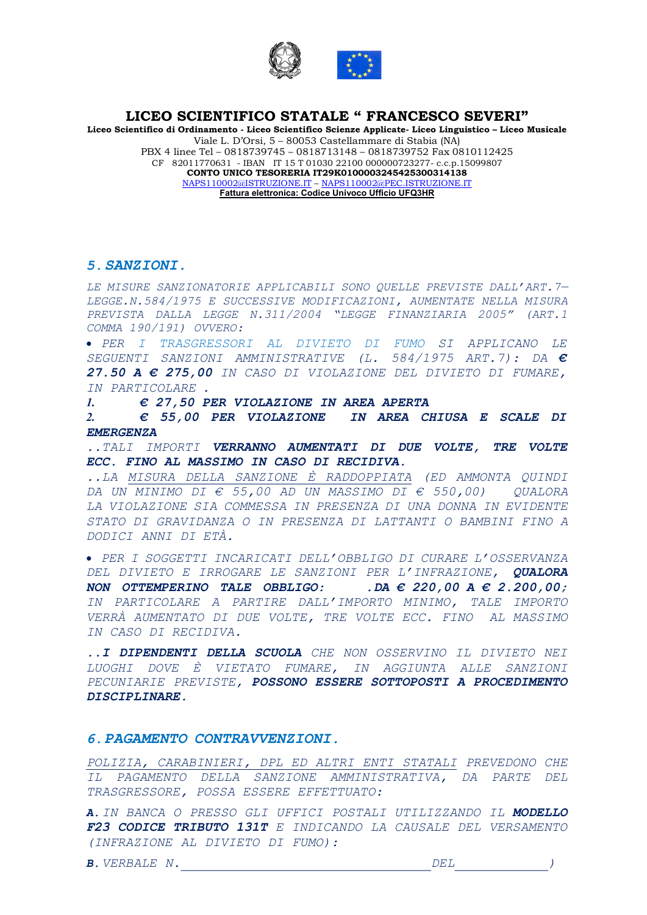# LICEO SCIENTIFICO STATALE " FRANCESCO SEVERI"

**Liceo Scientifico di Ordinamento - Liceo Scientifico Scienze Applicate- Liceo Linguistico – Liceo Musicale**
Viale L. D'Orsi, 5 – 80053 Castellammare di Stabia (NA)
PBX 4 linee Tel – 0818739745 – 0818713148 – 0818739752 Fax 0810112425
CF 82011770631 - IBAN IT 15 T 01030 22100 000000723277- c.c.p.15099807
**CONTO UNICO TESORERIA IT29K0100003245425300314138**
NAPS110002@ISTRUZIONE.IT – NAPS110002@PEC.ISTRUZIONE.IT
**Fattura elettronica: Codice Univoco Ufficio UFQ3HR**

## *5. SANZIONI.*

*LE MISURE SANZIONATORIE APPLICABILI SONO QUELLE PREVISTE DALL'ART.7— LEGGE.N.584/1975 E SUCCESSIVE MODIFICAZIONI, AUMENTATE NELLA MISURA PREVISTA DALLA LEGGE N.311/2004 "LEGGE FINANZIARIA 2005" (ART.1 COMMA 190/191) OVVERO:*

- *PER I TRASGRESSORI AL DIVIETO DI FUMO SI APPLICANO LE SEGUENTI SANZIONI AMMINISTRATIVE (L. 584/1975 ART.7): DA* ***€ 27.50 A € 275,00*** *IN CASO DI VIOLAZIONE DEL DIVIETO DI FUMARE, IN PARTICOLARE .*

1. ***€ 27,50 PER VIOLAZIONE IN AREA APERTA***
2. ***€ 55,00 PER VIOLAZIONE IN AREA CHIUSA E SCALE DI EMERGENZA***

*..TALI IMPORTI* ***VERRANNO AUMENTATI DI DUE VOLTE, TRE VOLTE ECC. FINO AL MASSIMO IN CASO DI RECIDIVA.***

*..LA MISURA DELLA SANZIONE È RADDOPPIATA (ED AMMONTA QUINDI DA UN MINIMO DI € 55,00 AD UN MASSIMO DI € 550,00) QUALORA LA VIOLAZIONE SIA COMMESSA IN PRESENZA DI UNA DONNA IN EVIDENTE STATO DI GRAVIDANZA O IN PRESENZA DI LATTANTI O BAMBINI FINO A DODICI ANNI DI ETÀ.*

- *PER I SOGGETTI INCARICATI DELL'OBBLIGO DI CURARE L'OSSERVANZA DEL DIVIETO E IRROGARE LE SANZIONI PER L'INFRAZIONE,* ***QUALORA NON OTTEMPERINO TALE OBBLIGO: .DA € 220,00 A € 2.200,00;*** *IN PARTICOLARE A PARTIRE DALL'IMPORTO MINIMO, TALE IMPORTO VERRÀ AUMENTATO DI DUE VOLTE, TRE VOLTE ECC. FINO AL MASSIMO IN CASO DI RECIDIVA.*

*..**I DIPENDENTI DELLA SCUOLA** CHE NON OSSERVINO IL DIVIETO NEI LUOGHI DOVE È VIETATO FUMARE, IN AGGIUNTA ALLE SANZIONI PECUNIARIE PREVISTE,* ***POSSONO ESSERE SOTTOPOSTI A PROCEDIMENTO DISCIPLINARE.***

## *6. PAGAMENTO CONTRAVVENZIONI.*

*POLIZIA, CARABINIERI, DPL ED ALTRI ENTI STATALI PREVEDONO CHE IL PAGAMENTO DELLA SANZIONE AMMINISTRATIVA, DA PARTE DEL TRASGRESSORE, POSSA ESSERE EFFETTUATO:*

***A.*** *IN BANCA O PRESSO GLI UFFICI POSTALI UTILIZZANDO IL* ***MODELLO F23 CODICE TRIBUTO 131T*** *E INDICANDO LA CAUSALE DEL VERSAMENTO (INFRAZIONE AL DIVIETO DI FUMO):*

***B.*** *VERBALE N.\_\_\_\_\_\_\_\_\_\_\_\_\_\_\_\_\_\_\_\_\_\_\_\_\_\_\_\_\_\_\_\_\_\_\_\_\_\_\_DEL\_\_\_\_\_\_\_\_\_\_\_\_\_\_\_)*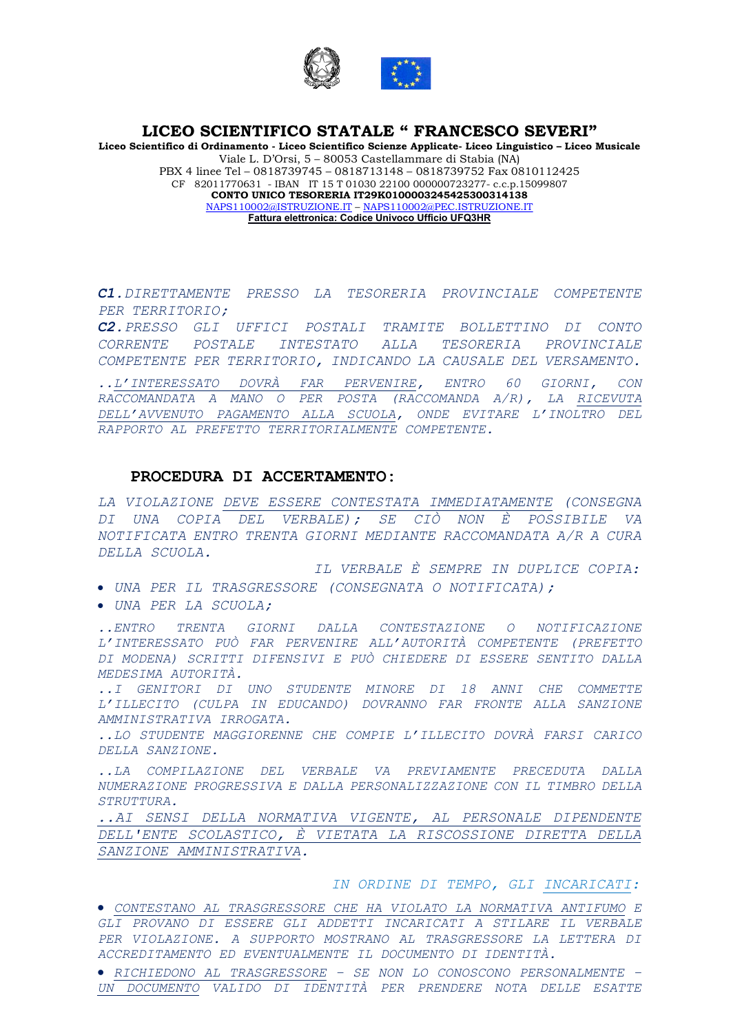# LICEO SCIENTIFICO STATALE " FRANCESCO SEVERI"

**Liceo Scientifico di Ordinamento - Liceo Scientifico Scienze Applicate- Liceo Linguistico – Liceo Musicale**
Viale L. D'Orsi, 5 – 80053 Castellammare di Stabia (NA)
PBX 4 linee Tel – 0818739745 – 0818713148 – 0818739752 Fax 0810112425
CF 82011770631 - IBAN IT 15 T 01030 22100 000000723277- c.c.p.15099807
**CONTO UNICO TESORERIA IT29K0100003245425300314138**
NAPS110002@ISTRUZIONE.IT – NAPS110002@PEC.ISTRUZIONE.IT
**Fattura elettronica: Codice Univoco Ufficio UFQ3HR**

***C1.*** *DIRETTAMENTE PRESSO LA TESORERIA PROVINCIALE COMPETENTE PER TERRITORIO;*
***C2.*** *PRESSO GLI UFFICI POSTALI TRAMITE BOLLETTINO DI CONTO CORRENTE POSTALE INTESTATO ALLA TESORERIA PROVINCIALE COMPETENTE PER TERRITORIO, INDICANDO LA CAUSALE DEL VERSAMENTO.*

*..L'INTERESSATO DOVRÀ FAR PERVENIRE, ENTRO 60 GIORNI, CON RACCOMANDATA A MANO O PER POSTA (RACCOMANDA A/R), LA RICEVUTA DELL'AVVENUTO PAGAMENTO ALLA SCUOLA, ONDE EVITARE L'INOLTRO DEL RAPPORTO AL PREFETTO TERRITORIALMENTE COMPETENTE.*

## PROCEDURA DI ACCERTAMENTO:

*LA VIOLAZIONE DEVE ESSERE CONTESTATA IMMEDIATAMENTE (CONSEGNA DI UNA COPIA DEL VERBALE); SE CIÒ NON È POSSIBILE VA NOTIFICATA ENTRO TRENTA GIORNI MEDIANTE RACCOMANDATA A/R A CURA DELLA SCUOLA.*

*IL VERBALE È SEMPRE IN DUPLICE COPIA:*

- *UNA PER IL TRASGRESSORE (CONSEGNATA O NOTIFICATA);*
- *UNA PER LA SCUOLA;*

*..ENTRO TRENTA GIORNI DALLA CONTESTAZIONE O NOTIFICAZIONE L'INTERESSATO PUÒ FAR PERVENIRE ALL'AUTORITÀ COMPETENTE (PREFETTO DI MODENA) SCRITTI DIFENSIVI E PUÒ CHIEDERE DI ESSERE SENTITO DALLA MEDESIMA AUTORITÀ.*
*..I GENITORI DI UNO STUDENTE MINORE DI 18 ANNI CHE COMMETTE L'ILLECITO (CULPA IN EDUCANDO) DOVRANNO FAR FRONTE ALLA SANZIONE AMMINISTRATIVA IRROGATA.*
*..LO STUDENTE MAGGIORENNE CHE COMPIE L'ILLECITO DOVRÀ FARSI CARICO DELLA SANZIONE.*

*..LA COMPILAZIONE DEL VERBALE VA PREVIAMENTE PRECEDUTA DALLA NUMERAZIONE PROGRESSIVA E DALLA PERSONALIZZAZIONE CON IL TIMBRO DELLA STRUTTURA.*
*..AI SENSI DELLA NORMATIVA VIGENTE, AL PERSONALE DIPENDENTE DELL'ENTE SCOLASTICO, È VIETATA LA RISCOSSIONE DIRETTA DELLA SANZIONE AMMINISTRATIVA.*

*IN ORDINE DI TEMPO, GLI INCARICATI:*

- *CONTESTANO AL TRASGRESSORE CHE HA VIOLATO LA NORMATIVA ANTIFUMO E GLI PROVANO DI ESSERE GLI ADDETTI INCARICATI A STILARE IL VERBALE PER VIOLAZIONE. A SUPPORTO MOSTRANO AL TRASGRESSORE LA LETTERA DI ACCREDITAMENTO ED EVENTUALMENTE IL DOCUMENTO DI IDENTITÀ.*
- *RICHIEDONO AL TRASGRESSORE - SE NON LO CONOSCONO PERSONALMENTE - UN DOCUMENTO VALIDO DI IDENTITÀ PER PRENDERE NOTA DELLE ESATTE*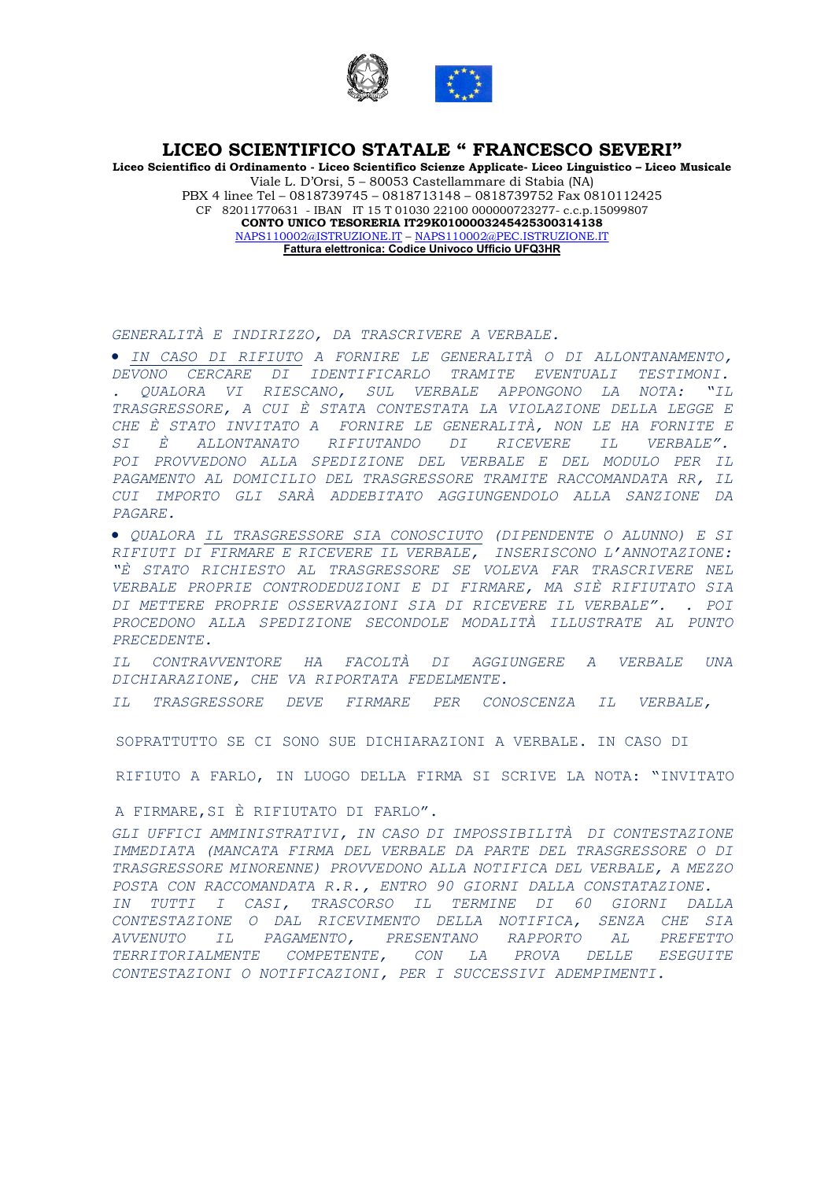**LICEO SCIENTIFICO STATALE " FRANCESCO SEVERI"**

**Liceo Scientifico di Ordinamento - Liceo Scientifico Scienze Applicate- Liceo Linguistico – Liceo Musicale**

Viale L. D'Orsi, 5 – 80053 Castellammare di Stabia (NA)

PBX 4 linee Tel – 0818739745 – 0818713148 – 0818739752 Fax 0810112425

CF 82011770631 - IBAN IT 15 T 01030 22100 000000723277- c.c.p.15099807

**CONTO UNICO TESORERIA IT29K0100003245425300314138**

NAPS110002@ISTRUZIONE.IT – NAPS110002@PEC.ISTRUZIONE.IT

**Fattura elettronica: Codice Univoco Ufficio UFQ3HR**

*GENERALITÀ E INDIRIZZO, DA TRASCRIVERE A VERBALE.*

- *IN CASO DI RIFIUTO A FORNIRE LE GENERALITÀ O DI ALLONTANAMENTO, DEVONO CERCARE DI IDENTIFICARLO TRAMITE EVENTUALI TESTIMONI. . QUALORA VI RIESCANO, SUL VERBALE APPONGONO LA NOTA: "IL TRASGRESSORE, A CUI È STATA CONTESTATA LA VIOLAZIONE DELLA LEGGE E CHE È STATO INVITATO A FORNIRE LE GENERALITÀ, NON LE HA FORNITE E SI È ALLONTANATO RIFIUTANDO DI RICEVERE IL VERBALE". POI PROVVEDONO ALLA SPEDIZIONE DEL VERBALE E DEL MODULO PER IL PAGAMENTO AL DOMICILIO DEL TRASGRESSORE TRAMITE RACCOMANDATA RR, IL CUI IMPORTO GLI SARÀ ADDEBITATO AGGIUNGENDOLO ALLA SANZIONE DA PAGARE.*
- *QUALORA IL TRASGRESSORE SIA CONOSCIUTO (DIPENDENTE O ALUNNO) E SI RIFIUTI DI FIRMARE E RICEVERE IL VERBALE, INSERISCONO L'ANNOTAZIONE: "È STATO RICHIESTO AL TRASGRESSORE SE VOLEVA FAR TRASCRIVERE NEL VERBALE PROPRIE CONTRODEDUZIONI E DI FIRMARE, MA SIÈ RIFIUTATO SIA DI METTERE PROPRIE OSSERVAZIONI SIA DI RICEVERE IL VERBALE". . POI PROCEDONO ALLA SPEDIZIONE SECONDOLE MODALITÀ ILLUSTRATE AL PUNTO PRECEDENTE.*

*IL CONTRAVVENTORE HA FACOLTÀ DI AGGIUNGERE A VERBALE UNA DICHIARAZIONE, CHE VA RIPORTATA FEDELMENTE.*

*IL TRASGRESSORE DEVE FIRMARE PER CONOSCENZA IL VERBALE,*

SOPRATTUTTO SE CI SONO SUE DICHIARAZIONI A VERBALE. IN CASO DI RIFIUTO A FARLO, IN LUOGO DELLA FIRMA SI SCRIVE LA NOTA: "INVITATO A FIRMARE,SI È RIFIUTATO DI FARLO".

*GLI UFFICI AMMINISTRATIVI, IN CASO DI IMPOSSIBILITÀ DI CONTESTAZIONE IMMEDIATA (MANCATA FIRMA DEL VERBALE DA PARTE DEL TRASGRESSORE O DI TRASGRESSORE MINORENNE) PROVVEDONO ALLA NOTIFICA DEL VERBALE, A MEZZO POSTA CON RACCOMANDATA R.R., ENTRO 90 GIORNI DALLA CONSTATAZIONE. IN TUTTI I CASI, TRASCORSO IL TERMINE DI 60 GIORNI DALLA CONTESTAZIONE O DAL RICEVIMENTO DELLA NOTIFICA, SENZA CHE SIA AVVENUTO IL PAGAMENTO, PRESENTANO RAPPORTO AL PREFETTO TERRITORIALMENTE COMPETENTE, CON LA PROVA DELLE ESEGUITE CONTESTAZIONI O NOTIFICAZIONI, PER I SUCCESSIVI ADEMPIMENTI.*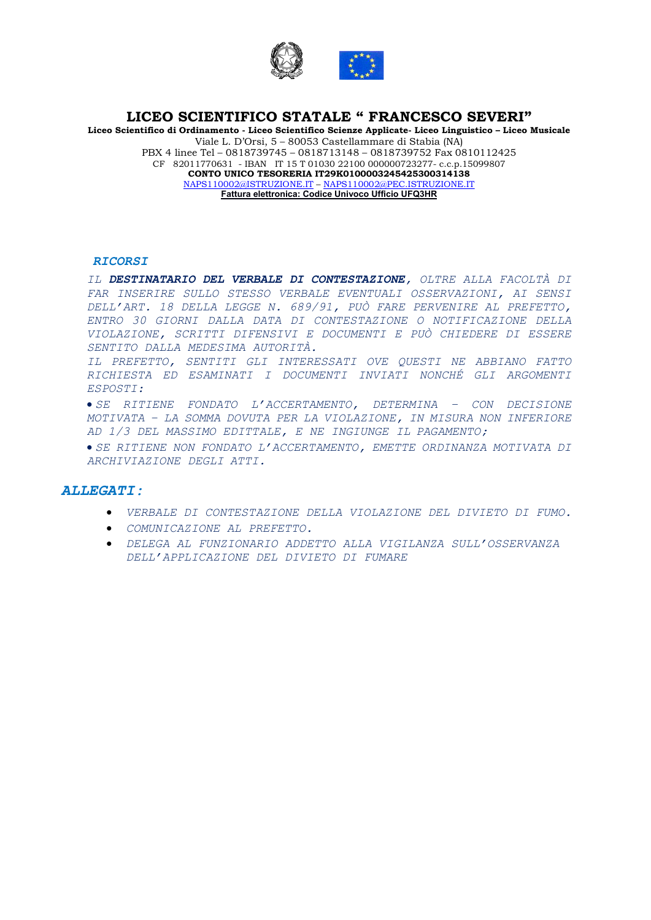# LICEO SCIENTIFICO STATALE " FRANCESCO SEVERI"

**Liceo Scientifico di Ordinamento - Liceo Scientifico Scienze Applicate- Liceo Linguistico – Liceo Musicale**

Viale L. D'Orsi, 5 – 80053 Castellammare di Stabia (NA)

PBX 4 linee Tel – 0818739745 – 0818713148 – 0818739752 Fax 0810112425

CF 82011770631 - IBAN IT 15 T 01030 22100 000000723277- c.c.p.15099807

**CONTO UNICO TESORERIA IT29K0100003245425300314138**

NAPS110002@ISTRUZIONE.IT – NAPS110002@PEC.ISTRUZIONE.IT

**Fattura elettronica: Codice Univoco Ufficio UFQ3HR**

***RICORSI***

*IL **DESTINATARIO DEL VERBALE DI CONTESTAZIONE**, OLTRE ALLA FACOLTÀ DI FAR INSERIRE SULLO STESSO VERBALE EVENTUALI OSSERVAZIONI, AI SENSI DELL'ART. 18 DELLA LEGGE N. 689/91, PUÒ FARE PERVENIRE AL PREFETTO, ENTRO 30 GIORNI DALLA DATA DI CONTESTAZIONE O NOTIFICAZIONE DELLA VIOLAZIONE, SCRITTI DIFENSIVI E DOCUMENTI E PUÒ CHIEDERE DI ESSERE SENTITO DALLA MEDESIMA AUTORITÀ.*

*IL PREFETTO, SENTITI GLI INTERESSATI OVE QUESTI NE ABBIANO FATTO RICHIESTA ED ESAMINATI I DOCUMENTI INVIATI NONCHÉ GLI ARGOMENTI ESPOSTI:*

- *SE RITIENE FONDATO L'ACCERTAMENTO, DETERMINA – CON DECISIONE MOTIVATA – LA SOMMA DOVUTA PER LA VIOLAZIONE, IN MISURA NON INFERIORE AD 1/3 DEL MASSIMO EDITTALE, E NE INGIUNGE IL PAGAMENTO;*
- *SE RITIENE NON FONDATO L'ACCERTAMENTO, EMETTE ORDINANZA MOTIVATA DI ARCHIVIAZIONE DEGLI ATTI.*

## *ALLEGATI:*

- *VERBALE DI CONTESTAZIONE DELLA VIOLAZIONE DEL DIVIETO DI FUMO.*
- *COMUNICAZIONE AL PREFETTO.*
- *DELEGA AL FUNZIONARIO ADDETTO ALLA VIGILANZA SULL'OSSERVANZA DELL'APPLICAZIONE DEL DIVIETO DI FUMARE*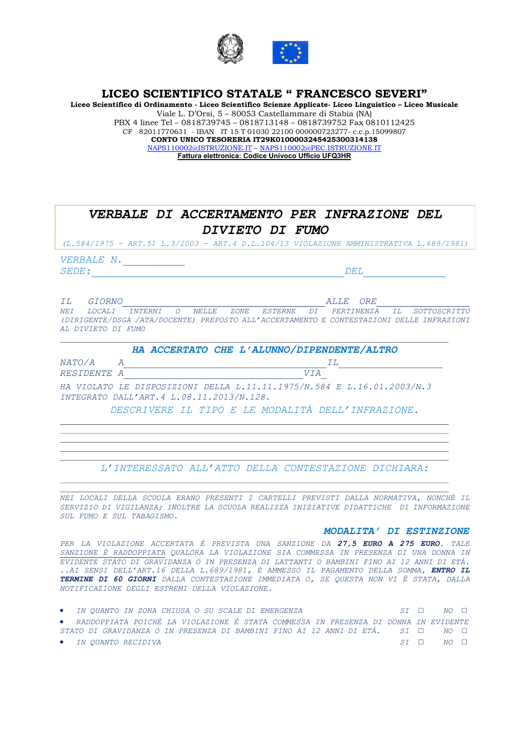# LICEO SCIENTIFICO STATALE " FRANCESCO SEVERI"

**Liceo Scientifico di Ordinamento - Liceo Scientifico Scienze Applicate- Liceo Linguistico – Liceo Musicale**
Viale L. D'Orsi, 5 – 80053 Castellammare di Stabia (NA)
PBX 4 linee Tel – 0818739745 – 0818713148 – 0818739752 Fax 0810112425
CF 82011770631 - IBAN IT 15 T 01030 22100 000000723277- c.c.p.15099807
**CONTO UNICO TESORERIA IT29K0100003245425300314138**
NAPS110002@ISTRUZIONE.IT – NAPS110002@PEC.ISTRUZIONE.IT
**Fattura elettronica: Codice Univoco Ufficio UFQ3HR**

## *VERBALE DI ACCERTAMENTO PER INFRAZIONE DEL DIVIETO DI FUMO*

*(L.584/1975 - ART.51 L.3/2003 - ART.4 D.L.104/13 VIOLAZIONE AMMINISTRATIVA L.689/1981)*

*VERBALE N.*\_\_\_\_\_\_\_\_\_\_\_\_
*SEDE:*\_\_\_\_\_\_\_\_\_\_\_\_\_\_\_\_\_\_\_\_\_\_\_\_\_\_\_\_\_\_\_\_\_\_\_\_\_\_\_\_\_\_\_\_\_\_ *DEL*\_\_\_\_\_\_\_\_\_\_\_\_\_\_\_

*IL GIORNO*\_\_\_\_\_\_\_\_\_\_\_\_\_\_\_\_\_\_\_\_\_\_\_\_\_\_\_\_\_\_\_\_\_\_\_\_\_ *ALLE ORE*\_\_\_\_\_\_\_\_\_\_\_\_\_\_\_\_
*NEI LOCALI INTERNI O NELLE ZONE ESTERNE DI PERTINENZA IL SOTTOSCRITTO (DIRIGENTE/DSGA /ATA/DOCENTE) PREPOSTO ALL'ACCERTAMENTO E CONTESTAZIONI DELLE INFRAZIONI AL DIVIETO DI FUMO*

\_\_\_\_\_\_\_\_\_\_\_\_\_\_\_\_\_\_\_\_\_\_\_\_\_\_\_\_\_\_\_\_\_\_\_\_\_\_\_\_\_\_\_\_\_\_\_\_\_\_\_\_\_\_\_\_\_\_\_\_\_\_\_\_\_\_\_\_\_\_\_\_

### *HA ACCERTATO CHE L'ALUNNO/DIPENDENTE/ALTRO*

*NATO/A A*\_\_\_\_\_\_\_\_\_\_\_\_\_\_\_\_\_\_\_\_\_\_\_\_\_\_\_\_\_\_\_\_\_\_\_\_\_\_\_\_ *IL*\_\_\_\_\_\_\_\_\_\_\_\_\_\_\_\_
*RESIDENTE A*\_\_\_\_\_\_\_\_\_\_\_\_\_\_\_\_\_\_\_\_\_\_\_\_\_\_\_\_\_\_\_\_\_\_\_\_ *VIA*\_

*HA VIOLATO LE DISPOSIZIONI DELLA L.11.11.1975/N.584 E L.16.01.2003/N.3 INTEGRATO DALL'ART.4 L.08.11.2013/N.128.*

*DESCRIVERE IL TIPO E LE MODALITÀ DELL'INFRAZIONE.*

\_\_\_\_\_\_\_\_\_\_\_\_\_\_\_\_\_\_\_\_\_\_\_\_\_\_\_\_\_\_\_\_\_\_\_\_\_\_\_\_\_\_\_\_\_\_\_\_\_\_\_\_\_\_\_\_\_\_\_\_\_\_\_\_\_\_\_\_\_\_\_\_
\_\_\_\_\_\_\_\_\_\_\_\_\_\_\_\_\_\_\_\_\_\_\_\_\_\_\_\_\_\_\_\_\_\_\_\_\_\_\_\_\_\_\_\_\_\_\_\_\_\_\_\_\_\_\_\_\_\_\_\_\_\_\_\_\_\_\_\_\_\_\_\_
\_\_\_\_\_\_\_\_\_\_\_\_\_\_\_\_\_\_\_\_\_\_\_\_\_\_\_\_\_\_\_\_\_\_\_\_\_\_\_\_\_\_\_\_\_\_\_\_\_\_\_\_\_\_\_\_\_\_\_\_\_\_\_\_\_\_\_\_\_\_\_\_
\_\_\_\_\_\_\_\_\_\_\_\_\_\_\_\_\_\_\_\_\_\_\_\_\_\_\_\_\_\_\_\_\_\_\_\_\_\_\_\_\_\_\_\_\_\_\_\_\_\_\_\_\_\_\_\_\_\_\_\_\_\_\_\_\_\_\_\_\_\_\_\_
\_\_\_\_\_\_\_\_\_\_\_\_\_\_\_\_\_\_\_\_\_\_\_\_\_\_\_\_\_\_\_\_\_\_\_\_\_\_\_\_\_\_\_\_\_\_\_\_\_\_\_\_\_\_\_\_\_\_\_\_\_\_\_\_\_\_\_\_\_\_\_\_

*L'INTERESSATO ALL'ATTO DELLA CONTESTAZIONE DICHIARA:*

\_\_\_\_\_\_\_\_\_\_\_\_\_\_\_\_\_\_\_\_\_\_\_\_\_\_\_\_\_\_\_\_\_\_\_\_\_\_\_\_\_\_\_\_\_\_\_\_\_\_\_\_\_\_\_\_\_\_\_\_\_\_\_\_\_\_\_\_\_\_\_\_
\_\_\_\_\_\_\_\_\_\_\_\_\_\_\_\_\_\_\_\_\_\_\_\_\_\_\_\_\_\_\_\_\_\_\_\_\_\_\_\_\_\_\_\_\_\_\_\_\_\_\_\_\_\_\_\_\_\_\_\_\_\_\_\_\_\_\_\_\_\_\_\_

*NEI LOCALI DELLA SCUOLA ERANO PRESENTI I CARTELLI PREVISTI DALLA NORMATIVA, NONCHÉ IL SERVIZIO DI VIGILANZA; INOLTRE LA SCUOLA REALIZZA INIZIATIVE DIDATTICHE DI INFORMAZIONE SUL FUMO E SUL TABAGISMO.*

### *MODALITA' DI ESTINZIONE*

*PER LA VIOLAZIONE ACCERTATA È PREVISTA UNA SANZIONE DA* ***27,5 EURO A 275 EURO****. TALE* *<u>SANZIONE È RADDOPPIATA</u> QUALORA LA VIOLAZIONE SIA COMMESSA IN PRESENZA DI UNA DONNA IN EVIDENTE STATO DI GRAVIDANZA O IN PRESENZA DI LATTANTI O BAMBINI FINO AI 12 ANNI DI ETÀ. ..AI SENSI DELL'ART.16 DELLA L.689/1981, È AMMESSO IL PAGAMENTO DELLA SOMMA,* ***ENTRO IL TERMINE DI 60 GIORNI*** *DALLA CONTESTAZIONE IMMEDIATA O, SE QUESTA NON VI È STATA, DALLA NOTIFICAZIONE DEGLI ESTREMI DELLA VIOLAZIONE.*

- *IN QUANTO IN ZONA CHIUSA O SU SCALE DI EMERGENZA* — SI ☐ NO ☐
- *RADDOPPIATA POICHÉ LA VIOLAZIONE È STATA COMMESSA IN PRESENZA DI DONNA IN EVIDENTE STATO DI GRAVIDANZA O IN PRESENZA DI BAMBINI FINO AI 12 ANNI DI ETÀ.* — SI ☐ NO ☐
- *IN QUANTO RECIDIVA* — SI ☐ NO ☐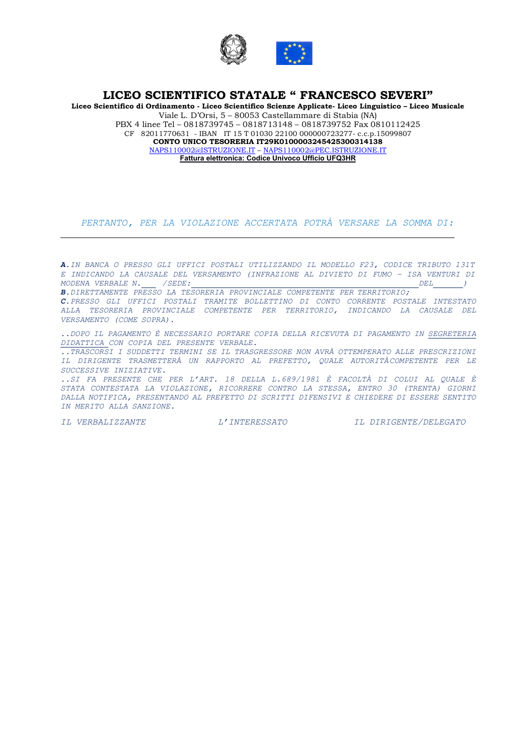# LICEO SCIENTIFICO STATALE " FRANCESCO SEVERI"

**Liceo Scientifico di Ordinamento - Liceo Scientifico Scienze Applicate- Liceo Linguistico – Liceo Musicale**
Viale L. D'Orsi, 5 – 80053 Castellammare di Stabia (NA)
PBX 4 linee Tel – 0818739745 – 0818713148 – 0818739752 Fax 0810112425
CF 82011770631 - IBAN IT 15 T 01030 22100 000000723277- c.c.p.15099807
**CONTO UNICO TESORERIA IT29K0100003245425300314138**
NAPS110002@ISTRUZIONE.IT – NAPS110002@PEC.ISTRUZIONE.IT
**Fattura elettronica: Codice Univoco Ufficio UFQ3HR**

*PERTANTO, PER LA VIOLAZIONE ACCERTATA POTRÀ VERSARE LA SOMMA DI:* \_\_\_\_\_\_\_\_\_\_\_\_\_\_\_\_\_\_\_\_\_\_\_\_\_\_\_\_\_\_\_\_\_\_\_\_\_\_\_\_

***A.*** *IN BANCA O PRESSO GLI UFFICI POSTALI UTILIZZANDO IL MODELLO F23, CODICE TRIBUTO 131T E INDICANDO LA CAUSALE DEL VERSAMENTO (INFRAZIONE AL DIVIETO DI FUMO – ISA VENTURI DI MODENA VERBALE N.\_\_\_ /SEDE:\_\_\_\_\_\_\_\_\_\_\_\_\_\_\_\_\_\_\_\_\_\_\_\_\_\_\_\_\_\_\_\_\_\_\_\_\_\_\_\_\_\_DEL\_\_\_\_\_\_)*
***B.*** *DIRETTAMENTE PRESSO LA TESORERIA PROVINCIALE COMPETENTE PER TERRITORIO;*
***C.*** *PRESSO GLI UFFICI POSTALI TRAMITE BOLLETTINO DI CONTO CORRENTE POSTALE INTESTATO ALLA TESORERIA PROVINCIALE COMPETENTE PER TERRITORIO, INDICANDO LA CAUSALE DEL VERSAMENTO (COME SOPRA).*

*..DOPO IL PAGAMENTO È NECESSARIO PORTARE COPIA DELLA RICEVUTA DI PAGAMENTO IN SEGRETERIA DIDATTICA CON COPIA DEL PRESENTE VERBALE.*
*..TRASCORSI I SUDDETTI TERMINI SE IL TRASGRESSORE NON AVRÀ OTTEMPERATO ALLE PRESCRIZIONI IL DIRIGENTE TRASMETTERÀ UN RAPPORTO AL PREFETTO, QUALE AUTORITÀ COMPETENTE PER LE SUCCESSIVE INIZIATIVE.*
*..SI FA PRESENTE CHE PER L'ART. 18 DELLA L.689/1981 È FACOLTÀ DI COLUI AL QUALE È STATA CONTESTATA LA VIOLAZIONE, RICORRERE CONTRO LA STESSA, ENTRO 30 (TRENTA) GIORNI DALLA NOTIFICA, PRESENTANDO AL PREFETTO DI SCRITTI DIFENSIVI E CHIEDERE DI ESSERE SENTITO IN MERITO ALLA SANZIONE.*

*IL VERBALIZZANTE*　　　　*L'INTERESSATO*　　　　*IL DIRIGENTE/DELEGATO*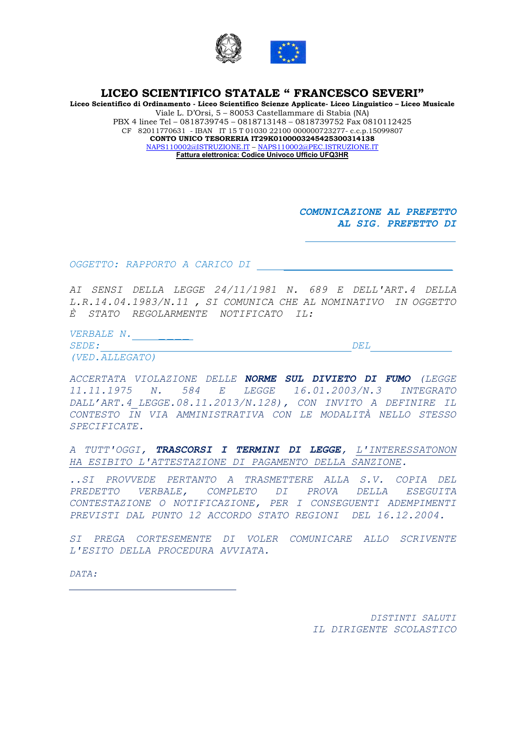# LICEO SCIENTIFICO STATALE " FRANCESCO SEVERI"

**Liceo Scientifico di Ordinamento - Liceo Scientifico Scienze Applicate- Liceo Linguistico – Liceo Musicale**

Viale L. D'Orsi, 5 – 80053 Castellammare di Stabia (NA)

PBX 4 linee Tel – 0818739745 – 0818713148 – 0818739752 Fax 0810112425

CF 82011770631 - IBAN IT 15 T 01030 22100 000000723277- c.c.p.15099807

**CONTO UNICO TESORERIA IT29K0100003245425300314138**

NAPS110002@ISTRUZIONE.IT – NAPS110002@PEC.ISTRUZIONE.IT

**Fattura elettronica: Codice Univoco Ufficio UFQ3HR**

***COMUNICAZIONE AL PREFETTO***
***AL SIG. PREFETTO DI***
______________________________

*OGGETTO: RAPPORTO A CARICO DI* ________________________________

*AI SENSI DELLA LEGGE 24/11/1981 N. 689 E DELL'ART.4 DELLA L.R.14.04.1983/N.11 , SI COMUNICA CHE AL NOMINATIVO IN OGGETTO È STATO REGOLARMENTE NOTIFICATO IL:*

*VERBALE N.* __________
*SEDE:* ______________________________________________ *DEL* ______________
*(VED.ALLEGATO)*

*ACCERTATA VIOLAZIONE DELLE* ***NORME SUL DIVIETO DI FUMO*** *(LEGGE 11.11.1975 N. 584 E LEGGE 16.01.2003/N.3 INTEGRATO DALL'ART.4 LEGGE.08.11.2013/N.128), CON INVITO A DEFINIRE IL CONTESTO IN VIA AMMINISTRATIVA CON LE MODALITÀ NELLO STESSO SPECIFICATE.*

*A TUTT'OGGI,* ***TRASCORSI I TERMINI DI LEGGE,*** *L'INTERESSATONON HA ESIBITO L'ATTESTAZIONE DI PAGAMENTO DELLA SANZIONE.*

*..SI PROVVEDE PERTANTO A TRASMETTERE ALLA S.V. COPIA DEL PREDETTO VERBALE, COMPLETO DI PROVA DELLA ESEGUITA CONTESTAZIONE O NOTIFICAZIONE, PER I CONSEGUENTI ADEMPIMENTI PREVISTI DAL PUNTO 12 ACCORDO STATO REGIONI DEL 16.12.2004.*

*SI PREGA CORTESEMENTE DI VOLER COMUNICARE ALLO SCRIVENTE L'ESITO DELLA PROCEDURA AVVIATA.*

*DATA:*
________________________________

*DISTINTI SALUTI*
*IL DIRIGENTE SCOLASTICO*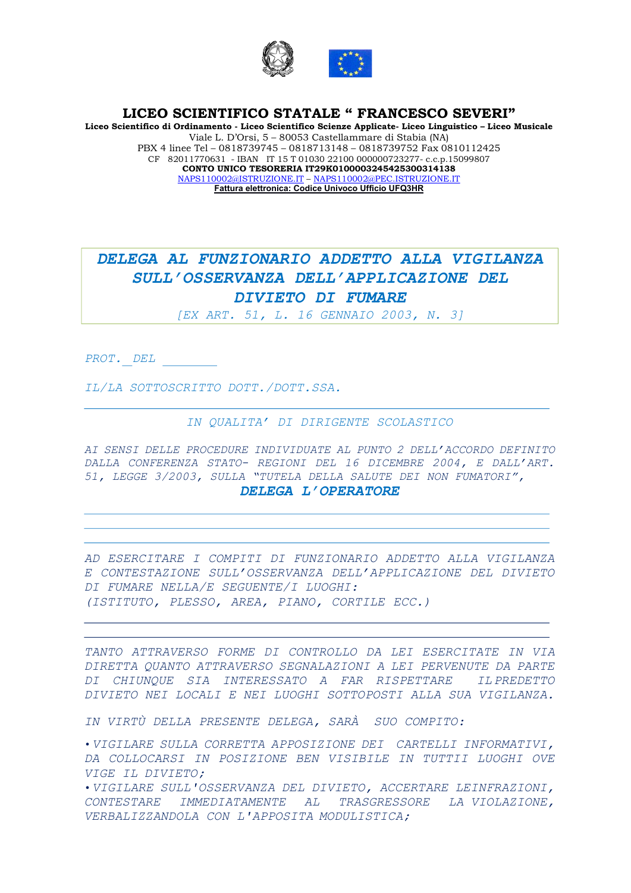**LICEO SCIENTIFICO STATALE " FRANCESCO SEVERI"**

**Liceo Scientifico di Ordinamento - Liceo Scientifico Scienze Applicate- Liceo Linguistico – Liceo Musicale**

Viale L. D'Orsi, 5 – 80053 Castellammare di Stabia (NA)

PBX 4 linee Tel – 0818739745 – 0818713148 – 0818739752 Fax 0810112425

CF 82011770631 - IBAN IT 15 T 01030 22100 000000723277- c.c.p.15099807

**CONTO UNICO TESORERIA IT29K0100003245425300314138**

NAPS110002@ISTRUZIONE.IT – NAPS110002@PEC.ISTRUZIONE.IT

**Fattura elettronica: Codice Univoco Ufficio UFQ3HR**

# *DELEGA AL FUNZIONARIO ADDETTO ALLA VIGILANZA SULL'OSSERVANZA DELL'APPLICAZIONE DEL DIVIETO DI FUMARE*

*[EX ART. 51, L. 16 GENNAIO 2003, N. 3]*

*PROT.\_DEL \_\_\_\_\_\_\_\_*

*IL/LA SOTTOSCRITTO DOTT./DOTT.SSA.*

\_\_\_\_\_\_\_\_\_\_\_\_\_\_\_\_\_\_\_\_\_\_\_\_\_\_\_\_\_\_\_\_\_\_\_\_\_\_\_\_\_\_\_\_\_\_\_\_\_\_\_\_\_\_\_\_

*IN QUALITA' DI DIRIGENTE SCOLASTICO*

*AI SENSI DELLE PROCEDURE INDIVIDUATE AL PUNTO 2 DELL'ACCORDO DEFINITO DALLA CONFERENZA STATO- REGIONI DEL 16 DICEMBRE 2004, E DALL'ART. 51, LEGGE 3/2003, SULLA "TUTELA DELLA SALUTE DEI NON FUMATORI",*

***DELEGA L'OPERATORE***

\_\_\_\_\_\_\_\_\_\_\_\_\_\_\_\_\_\_\_\_\_\_\_\_\_\_\_\_\_\_\_\_\_\_\_\_\_\_\_\_\_\_\_\_\_\_\_\_\_\_\_\_\_\_\_\_

\_\_\_\_\_\_\_\_\_\_\_\_\_\_\_\_\_\_\_\_\_\_\_\_\_\_\_\_\_\_\_\_\_\_\_\_\_\_\_\_\_\_\_\_\_\_\_\_\_\_\_\_\_\_\_\_

\_\_\_\_\_\_\_\_\_\_\_\_\_\_\_\_\_\_\_\_\_\_\_\_\_\_\_\_\_\_\_\_\_\_\_\_\_\_\_\_\_\_\_\_\_\_\_\_\_\_\_\_\_\_\_\_

*AD ESERCITARE I COMPITI DI FUNZIONARIO ADDETTO ALLA VIGILANZA E CONTESTAZIONE SULL'OSSERVANZA DELL'APPLICAZIONE DEL DIVIETO DI FUMARE NELLA/E SEGUENTE/I LUOGHI:*
*(ISTITUTO, PLESSO, AREA, PIANO, CORTILE ECC.)*

\_\_\_\_\_\_\_\_\_\_\_\_\_\_\_\_\_\_\_\_\_\_\_\_\_\_\_\_\_\_\_\_\_\_\_\_\_\_\_\_\_\_\_\_\_\_\_\_\_\_\_\_\_\_\_\_

\_\_\_\_\_\_\_\_\_\_\_\_\_\_\_\_\_\_\_\_\_\_\_\_\_\_\_\_\_\_\_\_\_\_\_\_\_\_\_\_\_\_\_\_\_\_\_\_\_\_\_\_\_\_\_\_

*TANTO ATTRAVERSO FORME DI CONTROLLO DA LEI ESERCITATE IN VIA DIRETTA QUANTO ATTRAVERSO SEGNALAZIONI A LEI PERVENUTE DA PARTE DI CHIUNQUE SIA INTERESSATO A FAR RISPETTARE IL PREDETTO DIVIETO NEI LOCALI E NEI LUOGHI SOTTOPOSTI ALLA SUA VIGILANZA.*

*IN VIRTÙ DELLA PRESENTE DELEGA, SARÀ SUO COMPITO:*

- *VIGILARE SULLA CORRETTA APPOSIZIONE DEI CARTELLI INFORMATIVI, DA COLLOCARSI IN POSIZIONE BEN VISIBILE IN TUTTII LUOGHI OVE VIGE IL DIVIETO;*
- *VIGILARE SULL'OSSERVANZA DEL DIVIETO, ACCERTARE LEINFRAZIONI, CONTESTARE IMMEDIATAMENTE AL TRASGRESSORE LA VIOLAZIONE, VERBALIZZANDOLA CON L'APPOSITA MODULISTICA;*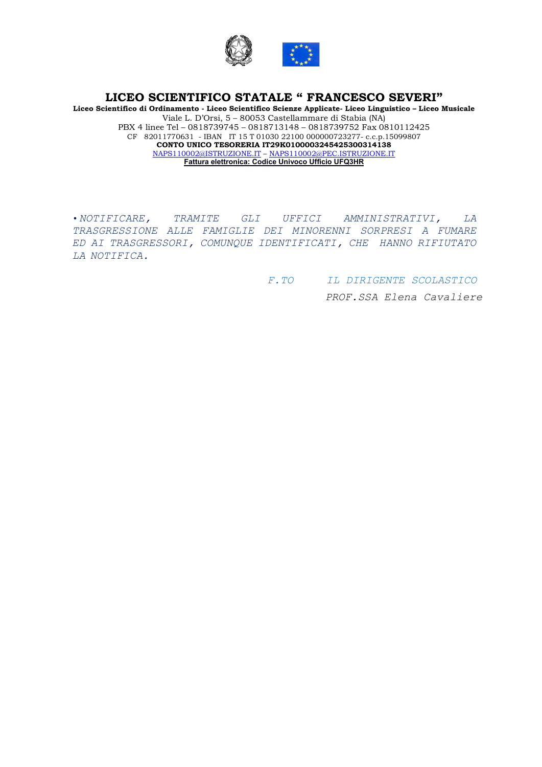# LICEO SCIENTIFICO STATALE " FRANCESCO SEVERI"

**Liceo Scientifico di Ordinamento - Liceo Scientifico Scienze Applicate- Liceo Linguistico – Liceo Musicale**

Viale L. D'Orsi, 5 – 80053 Castellammare di Stabia (NA)

PBX 4 linee Tel – 0818739745 – 0818713148 – 0818739752 Fax 0810112425

CF 82011770631 - IBAN IT 15 T 01030 22100 000000723277- c.c.p.15099807

**CONTO UNICO TESORERIA IT29K0100003245425300314138**

NAPS110002@ISTRUZIONE.IT – NAPS110002@PEC.ISTRUZIONE.IT

**Fattura elettronica: Codice Univoco Ufficio UFQ3HR**

- *NOTIFICARE, TRAMITE GLI UFFICI AMMINISTRATIVI, LA TRASGRESSIONE ALLE FAMIGLIE DEI MINORENNI SORPRESI A FUMARE ED AI TRASGRESSORI, COMUNQUE IDENTIFICATI, CHE HANNO RIFIUTATO LA NOTIFICA.*

*F.TO IL DIRIGENTE SCOLASTICO*

*PROF.SSA Elena Cavaliere*